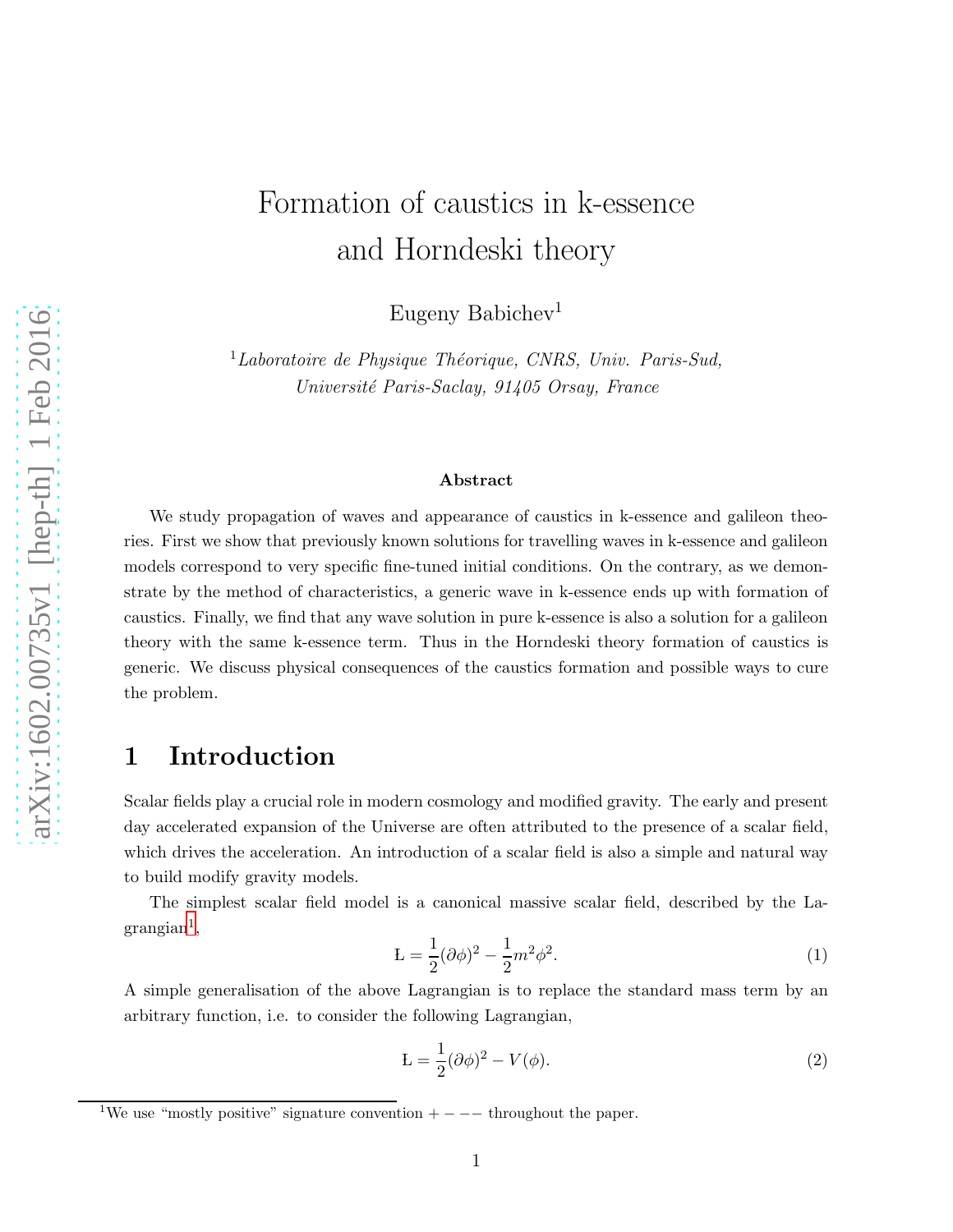# Formation of caustics in k-essence and Horndeski theory

Eugeny Babichev[1]

[1] *Laboratoire de Physique Théorique, CNRS, Univ. Paris-Sud, Université Paris-Saclay, 91405 Orsay, France*

### Abstract

We study propagation of waves and appearance of caustics in k-essence and galileon theories. First we show that previously known solutions for travelling waves in k-essence and galileon models correspond to very specific fine-tuned initial conditions. On the contrary, as we demonstrate by the method of characteristics, a generic wave in k-essence ends up with formation of caustics. Finally, we find that any wave solution in pure k-essence is also a solution for a galileon theory with the same k-essence term. Thus in the Horndeski theory formation of caustics is generic. We discuss physical consequences of the caustics formation and possible ways to cure the problem.

## 1 Introduction

Scalar fields play a crucial role in modern cosmology and modified gravity. The early and present day accelerated expansion of the Universe are often attributed to the presence of a scalar field, which drives the acceleration. An introduction of a scalar field is also a simple and natural way to build modify gravity models.

The simplest scalar field model is a canonical massive scalar field, described by the Lagrangian[1],

$$Ł = \frac{1}{2}(\partial\phi)^2 - \frac{1}{2}m^2\phi^2. \tag{1}$$

A simple generalisation of the above Lagrangian is to replace the standard mass term by an arbitrary function, i.e. to consider the following Lagrangian,

$$Ł = \frac{1}{2}(\partial\phi)^2 - V(\phi). \tag{2}$$

[1] We use "mostly positive" signature convention $+---$ throughout the paper.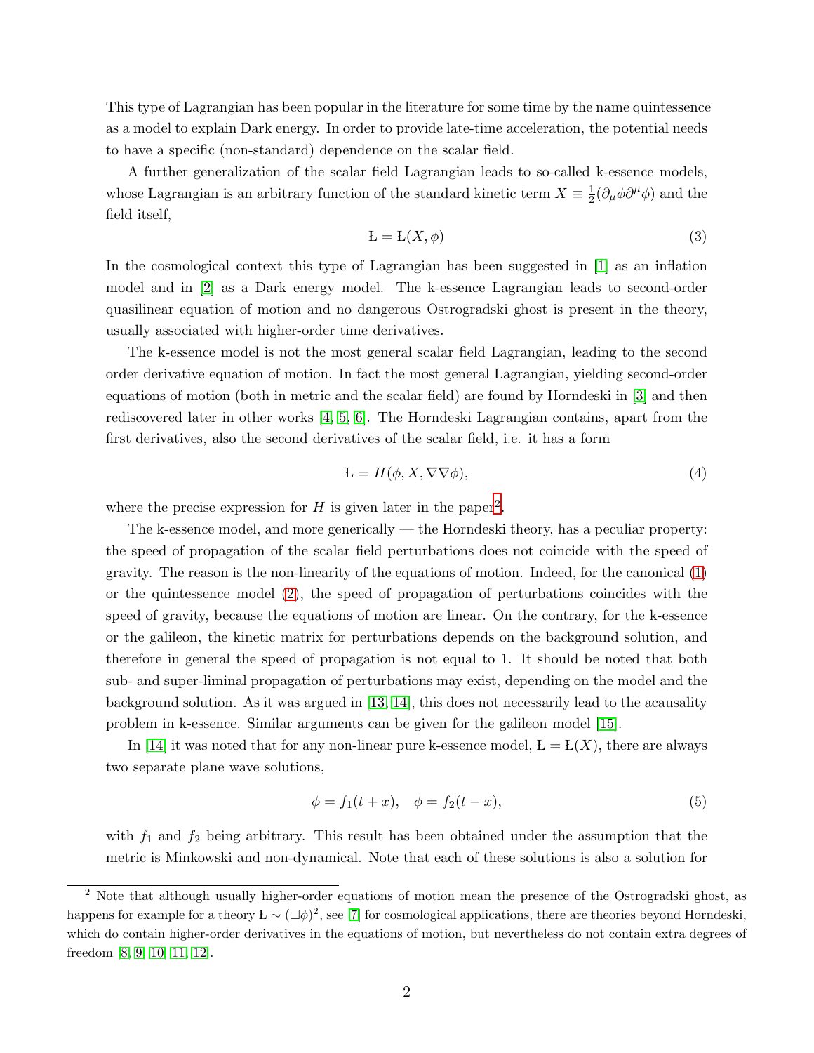This type of Lagrangian has been popular in the literature for some time by the name quintessence as a model to explain Dark energy. In order to provide late-time acceleration, the potential needs to have a specific (non-standard) dependence on the scalar field.

A further generalization of the scalar field Lagrangian leads to so-called k-essence models, whose Lagrangian is an arbitrary function of the standard kinetic term $X \equiv \frac{1}{2}(\partial_\mu \phi \partial^\mu \phi)$ and the field itself,

$$
\mathrm{L} = \mathrm{L}(X, \phi) \tag{3}
$$

In the cosmological context this type of Lagrangian has been suggested in [1] as an inflation model and in [2] as a Dark energy model. The k-essence Lagrangian leads to second-order quasilinear equation of motion and no dangerous Ostrogradski ghost is present in the theory, usually associated with higher-order time derivatives.

The k-essence model is not the most general scalar field Lagrangian, leading to the second order derivative equation of motion. In fact the most general Lagrangian, yielding second-order equations of motion (both in metric and the scalar field) are found by Horndeski in [3] and then rediscovered later in other works [4, 5, 6]. The Horndeski Lagrangian contains, apart from the first derivatives, also the second derivatives of the scalar field, i.e. it has a form

$$
\mathrm{L} = H(\phi, X, \nabla\nabla\phi), \tag{4}
$$

where the precise expression for $H$ is given later in the paper[2].

The k-essence model, and more generically — the Horndeski theory, has a peculiar property: the speed of propagation of the scalar field perturbations does not coincide with the speed of gravity. The reason is the non-linearity of the equations of motion. Indeed, for the canonical (1) or the quintessence model (2), the speed of propagation of perturbations coincides with the speed of gravity, because the equations of motion are linear. On the contrary, for the k-essence or the galileon, the kinetic matrix for perturbations depends on the background solution, and therefore in general the speed of propagation is not equal to 1. It should be noted that both sub- and super-liminal propagation of perturbations may exist, depending on the model and the background solution. As it was argued in [13, 14], this does not necessarily lead to the acausality problem in k-essence. Similar arguments can be given for the galileon model [15].

In [14] it was noted that for any non-linear pure k-essence model, $\mathrm{L} = \mathrm{L}(X)$, there are always two separate plane wave solutions,

$$
\phi = f_1(t + x), \quad \phi = f_2(t - x), \tag{5}
$$

with $f_1$ and $f_2$ being arbitrary. This result has been obtained under the assumption that the metric is Minkowski and non-dynamical. Note that each of these solutions is also a solution for

[2] Note that although usually higher-order equations of motion mean the presence of the Ostrogradski ghost, as happens for example for a theory $\mathrm{L} \sim (\Box\phi)^2$, see [7] for cosmological applications, there are theories beyond Horndeski, which do contain higher-order derivatives in the equations of motion, but nevertheless do not contain extra degrees of freedom [8, 9, 10, 11, 12].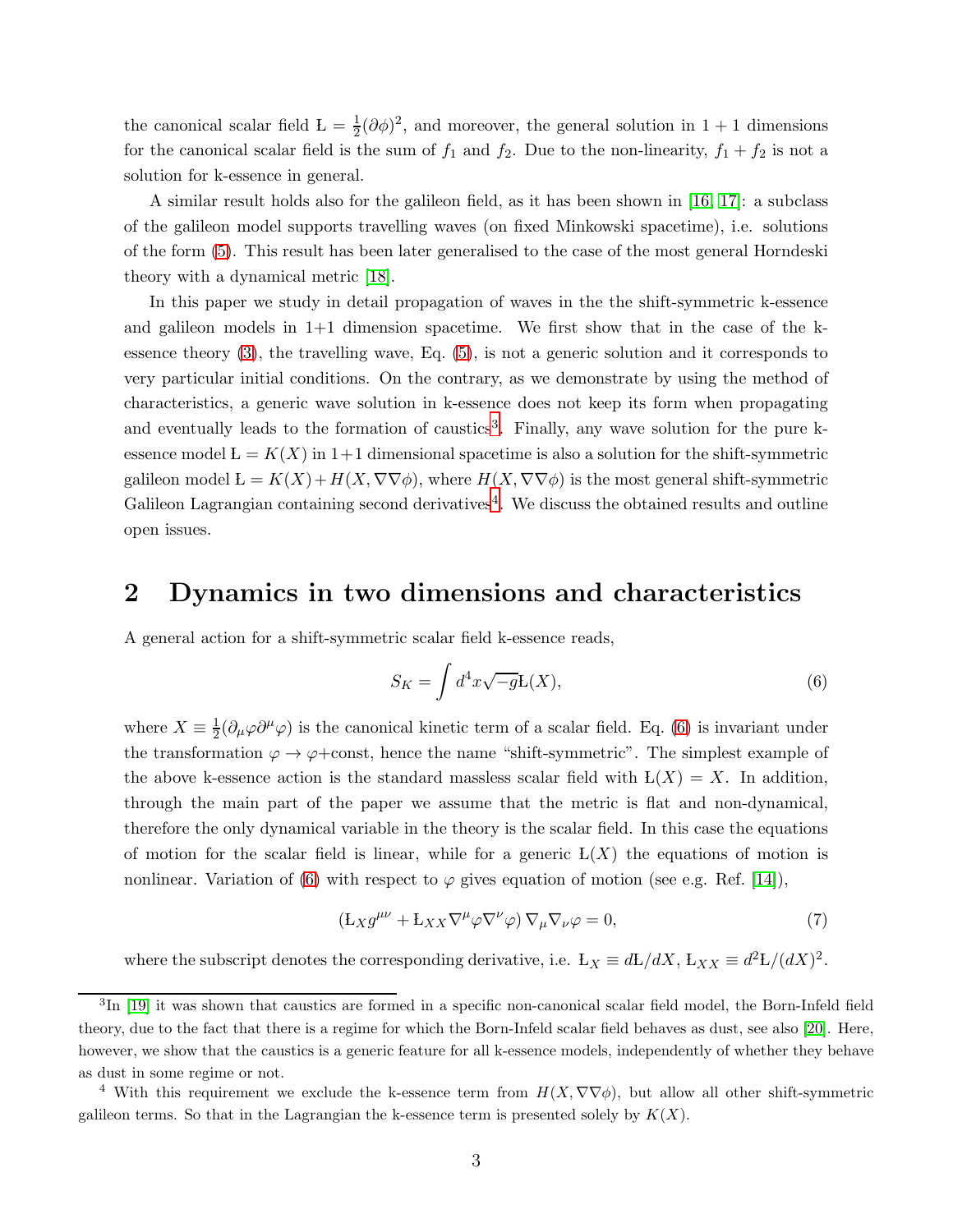the canonical scalar field $Ł = \frac{1}{2}(\partial\phi)^2$, and moreover, the general solution in $1+1$ dimensions for the canonical scalar field is the sum of $f_1$ and $f_2$. Due to the non-linearity, $f_1 + f_2$ is not a solution for k-essence in general.

A similar result holds also for the galileon field, as it has been shown in [16, 17]: a subclass of the galileon model supports travelling waves (on fixed Minkowski spacetime), i.e. solutions of the form (5). This result has been later generalised to the case of the most general Horndeski theory with a dynamical metric [18].

In this paper we study in detail propagation of waves in the the shift-symmetric k-essence and galileon models in 1+1 dimension spacetime. We first show that in the case of the k-essence theory (3), the travelling wave, Eq. (5), is not a generic solution and it corresponds to very particular initial conditions. On the contrary, as we demonstrate by using the method of characteristics, a generic wave solution in k-essence does not keep its form when propagating and eventually leads to the formation of caustics[3]. Finally, any wave solution for the pure k-essence model $Ł = K(X)$ in 1+1 dimensional spacetime is also a solution for the shift-symmetric galileon model $Ł = K(X) + H(X, \nabla\nabla\phi)$, where $H(X, \nabla\nabla\phi)$ is the most general shift-symmetric Galileon Lagrangian containing second derivatives[4]. We discuss the obtained results and outline open issues.

## 2 Dynamics in two dimensions and characteristics

A general action for a shift-symmetric scalar field k-essence reads,

$$S_K = \int d^4x\sqrt{-g}Ł(X), \tag{6}$$

where $X \equiv \frac{1}{2}(\partial_\mu\varphi\partial^\mu\varphi)$ is the canonical kinetic term of a scalar field. Eq. (6) is invariant under the transformation $\varphi \to \varphi$+const, hence the name "shift-symmetric". The simplest example of the above k-essence action is the standard massless scalar field with $Ł(X) = X$. In addition, through the main part of the paper we assume that the metric is flat and non-dynamical, therefore the only dynamical variable in the theory is the scalar field. In this case the equations of motion for the scalar field is linear, while for a generic $Ł(X)$ the equations of motion is nonlinear. Variation of (6) with respect to $\varphi$ gives equation of motion (see e.g. Ref. [14]),

$$\left(Ł_X g^{\mu\nu} + Ł_{XX}\nabla^\mu\varphi\nabla^\nu\varphi\right)\nabla_\mu\nabla_\nu\varphi = 0, \tag{7}$$

where the subscript denotes the corresponding derivative, i.e. $Ł_X \equiv dŁ/dX$, $Ł_{XX} \equiv d^2Ł/(dX)^2$.

[3] In [19] it was shown that caustics are formed in a specific non-canonical scalar field model, the Born-Infeld field theory, due to the fact that there is a regime for which the Born-Infeld scalar field behaves as dust, see also [20]. Here, however, we show that the caustics is a generic feature for all k-essence models, independently of whether they behave as dust in some regime or not.

[4] With this requirement we exclude the k-essence term from $H(X, \nabla\nabla\phi)$, but allow all other shift-symmetric galileon terms. So that in the Lagrangian the k-essence term is presented solely by $K(X)$.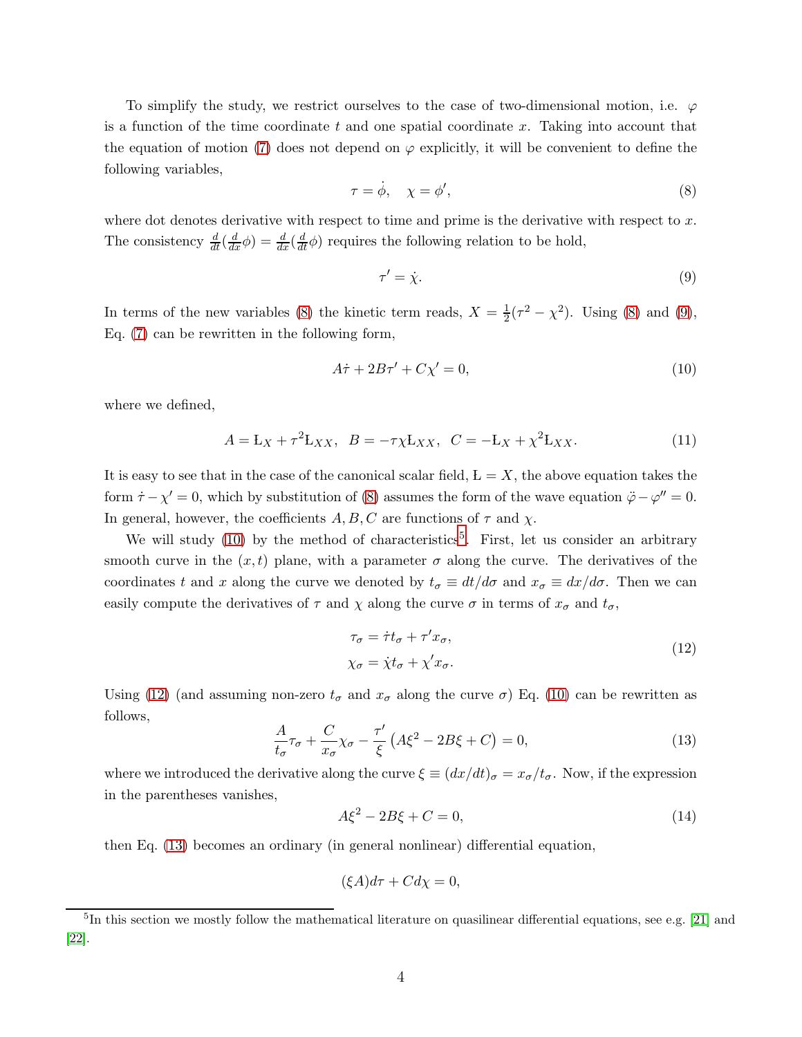To simplify the study, we restrict ourselves to the case of two-dimensional motion, i.e. $\varphi$ is a function of the time coordinate $t$ and one spatial coordinate $x$. Taking into account that the equation of motion (7) does not depend on $\varphi$ explicitly, it will be convenient to define the following variables,

$$\tau = \dot{\phi}, \quad \chi = \phi', \tag{8}$$

where dot denotes derivative with respect to time and prime is the derivative with respect to $x$. The consistency $\frac{d}{dt}(\frac{d}{dx}\phi) = \frac{d}{dx}(\frac{d}{dt}\phi)$ requires the following relation to be hold,

$$\tau' = \dot{\chi}. \tag{9}$$

In terms of the new variables (8) the kinetic term reads, $X = \frac{1}{2}(\tau^2 - \chi^2)$. Using (8) and (9), Eq. (7) can be rewritten in the following form,

$$A\dot{\tau} + 2B\tau' + C\chi' = 0, \tag{10}$$

where we defined,

$$A = \text{Ł}_X + \tau^2\text{Ł}_{XX}, \;\; B = -\tau\chi\text{Ł}_{XX}, \;\; C = -\text{Ł}_X + \chi^2\text{Ł}_{XX}. \tag{11}$$

It is easy to see that in the case of the canonical scalar field, $\text{Ł} = X$, the above equation takes the form $\dot{\tau} - \chi' = 0$, which by substitution of (8) assumes the form of the wave equation $\ddot{\varphi} - \varphi'' = 0$. In general, however, the coefficients $A, B, C$ are functions of $\tau$ and $\chi$.

We will study (10) by the method of characteristics[5]. First, let us consider an arbitrary smooth curve in the $(x, t)$ plane, with a parameter $\sigma$ along the curve. The derivatives of the coordinates $t$ and $x$ along the curve we denoted by $t_\sigma \equiv dt/d\sigma$ and $x_\sigma \equiv dx/d\sigma$. Then we can easily compute the derivatives of $\tau$ and $\chi$ along the curve $\sigma$ in terms of $x_\sigma$ and $t_\sigma$,

$$\begin{aligned} \tau_\sigma &= \dot{\tau}t_\sigma + \tau' x_\sigma, \\ \chi_\sigma &= \dot{\chi}t_\sigma + \chi' x_\sigma. \end{aligned} \tag{12}$$

Using (12) (and assuming non-zero $t_\sigma$ and $x_\sigma$ along the curve $\sigma$) Eq. (10) can be rewritten as follows,

$$\frac{A}{t_\sigma}\tau_\sigma + \frac{C}{x_\sigma}\chi_\sigma - \frac{\tau'}{\xi}\left(A\xi^2 - 2B\xi + C\right) = 0, \tag{13}$$

where we introduced the derivative along the curve $\xi \equiv (dx/dt)_\sigma = x_\sigma/t_\sigma$. Now, if the expression in the parentheses vanishes,

$$A\xi^2 - 2B\xi + C = 0, \tag{14}$$

then Eq. (13) becomes an ordinary (in general nonlinear) differential equation,

$$(\xi A)d\tau + Cd\chi = 0,$$

[5] In this section we mostly follow the mathematical literature on quasilinear differential equations, see e.g. [21] and [22].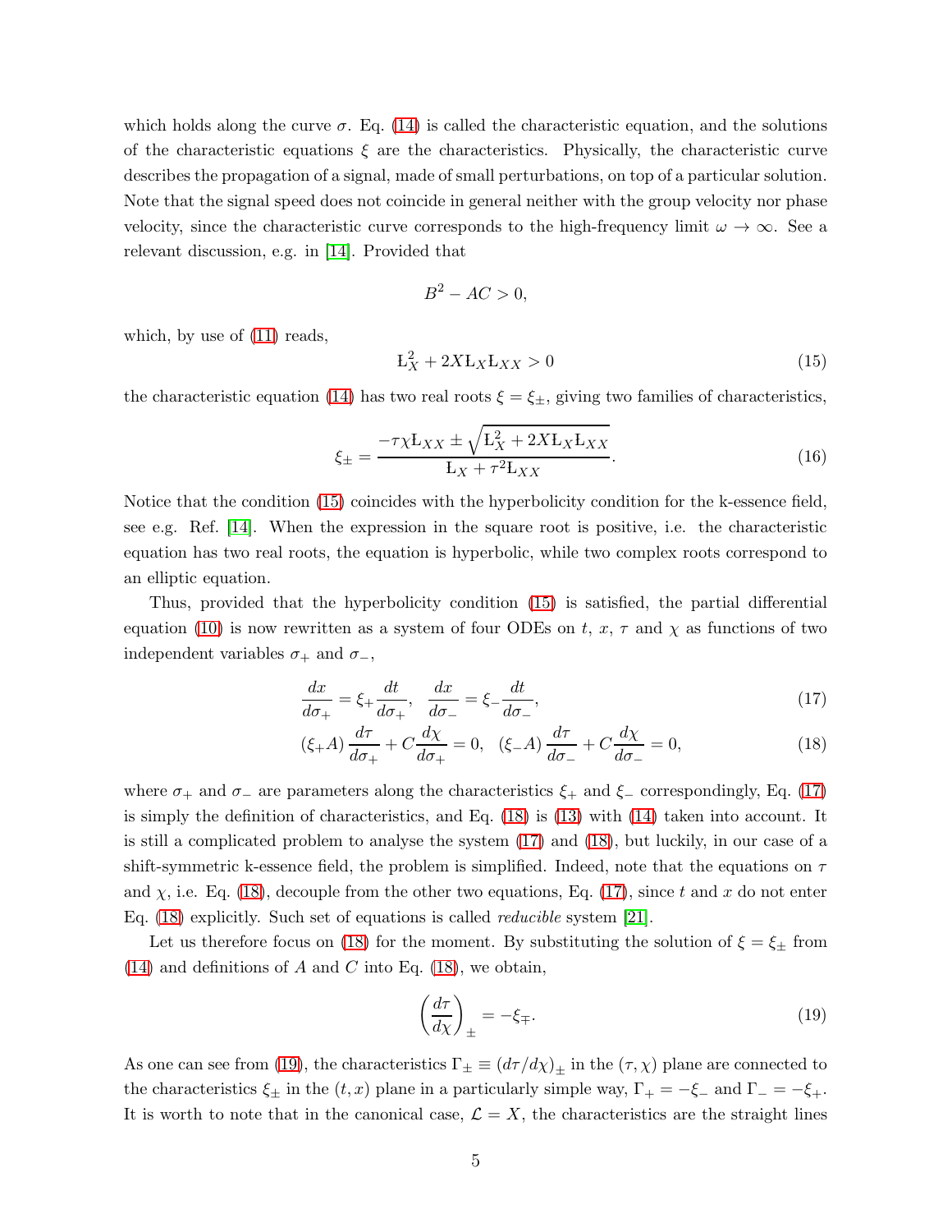which holds along the curve $\sigma$. Eq. (14) is called the characteristic equation, and the solutions of the characteristic equations $\xi$ are the characteristics. Physically, the characteristic curve describes the propagation of a signal, made of small perturbations, on top of a particular solution. Note that the signal speed does not coincide in general neither with the group velocity nor phase velocity, since the characteristic curve corresponds to the high-frequency limit $\omega \to \infty$. See a relevant discussion, e.g. in [14]. Provided that

$$B^2 - AC > 0,$$

which, by use of (11) reads,

$$\mathrm{L}_X^2 + 2X\mathrm{L}_X\mathrm{L}_{XX} > 0 \tag{15}$$

the characteristic equation (14) has two real roots $\xi = \xi_\pm$, giving two families of characteristics,

$$\xi_\pm = \frac{-\tau\chi\mathrm{L}_{XX} \pm \sqrt{\mathrm{L}_X^2 + 2X\mathrm{L}_X\mathrm{L}_{XX}}}{\mathrm{L}_X + \tau^2\mathrm{L}_{XX}}. \tag{16}$$

Notice that the condition (15) coincides with the hyperbolicity condition for the k-essence field, see e.g. Ref. [14]. When the expression in the square root is positive, i.e. the characteristic equation has two real roots, the equation is hyperbolic, while two complex roots correspond to an elliptic equation.

Thus, provided that the hyperbolicity condition (15) is satisfied, the partial differential equation (10) is now rewritten as a system of four ODEs on $t$, $x$, $\tau$ and $\chi$ as functions of two independent variables $\sigma_+$ and $\sigma_-$,

$$\frac{dx}{d\sigma_+} = \xi_+\frac{dt}{d\sigma_+}, \quad \frac{dx}{d\sigma_-} = \xi_-\frac{dt}{d\sigma_-}, \tag{17}$$

$$(\xi_+ A)\frac{d\tau}{d\sigma_+} + C\frac{d\chi}{d\sigma_+} = 0, \quad (\xi_- A)\frac{d\tau}{d\sigma_-} + C\frac{d\chi}{d\sigma_-} = 0, \tag{18}$$

where $\sigma_+$ and $\sigma_-$ are parameters along the characteristics $\xi_+$ and $\xi_-$ correspondingly, Eq. (17) is simply the definition of characteristics, and Eq. (18) is (13) with (14) taken into account. It is still a complicated problem to analyse the system (17) and (18), but luckily, in our case of a shift-symmetric k-essence field, the problem is simplified. Indeed, note that the equations on $\tau$ and $\chi$, i.e. Eq. (18), decouple from the other two equations, Eq. (17), since $t$ and $x$ do not enter Eq. (18) explicitly. Such set of equations is called *reducible* system [21].

Let us therefore focus on (18) for the moment. By substituting the solution of $\xi = \xi_\pm$ from (14) and definitions of $A$ and $C$ into Eq. (18), we obtain,

$$\left(\frac{d\tau}{d\chi}\right)_\pm = -\xi_\mp. \tag{19}$$

As one can see from (19), the characteristics $\Gamma_\pm \equiv (d\tau/d\chi)_\pm$ in the $(\tau,\chi)$ plane are connected to the characteristics $\xi_\pm$ in the $(t,x)$ plane in a particularly simple way, $\Gamma_+ = -\xi_-$ and $\Gamma_- = -\xi_+$. It is worth to note that in the canonical case, $\mathcal{L} = X$, the characteristics are the straight lines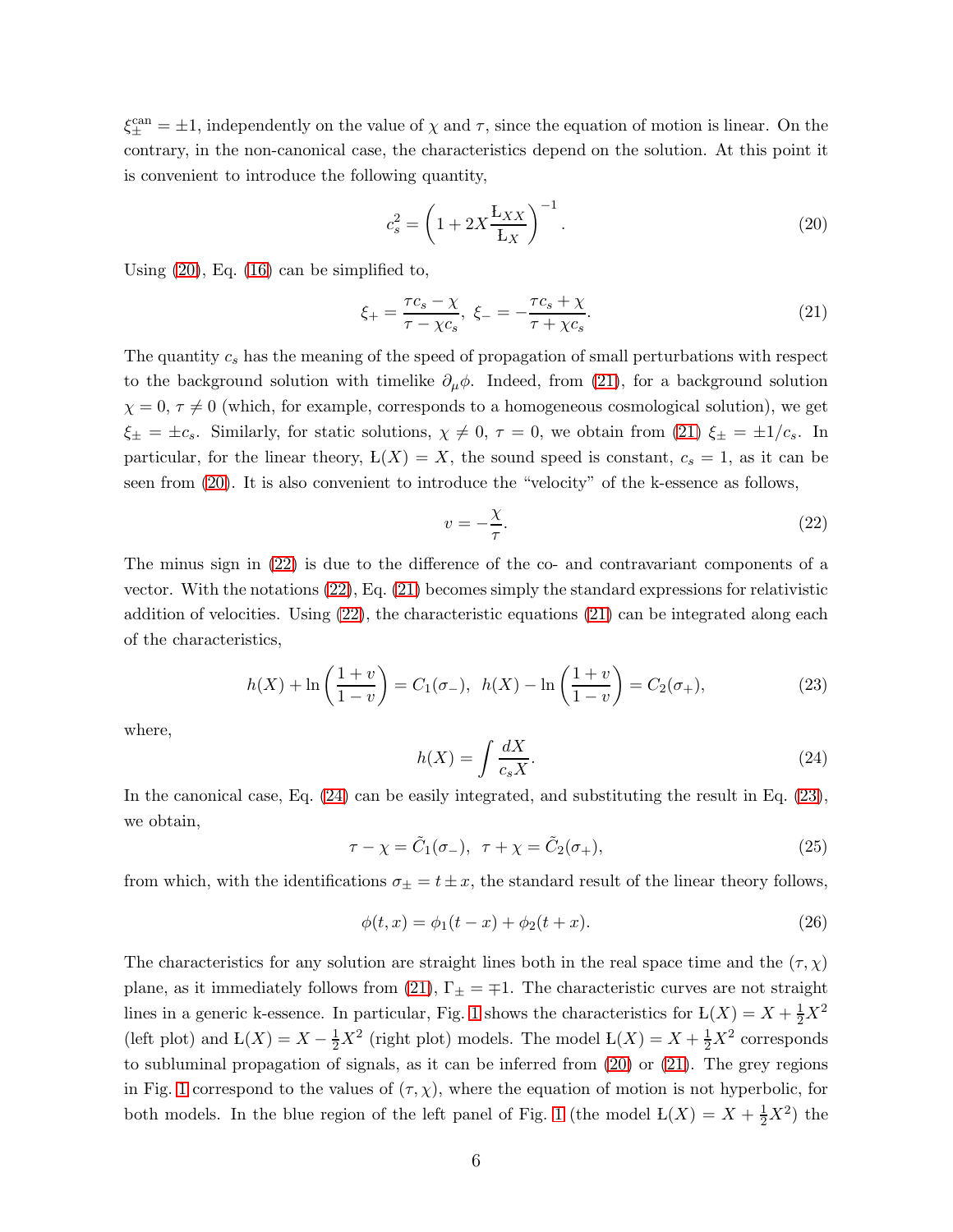$\xi_{\pm}^{\rm can} = \pm 1$, independently on the value of $\chi$ and $\tau$, since the equation of motion is linear. On the contrary, in the non-canonical case, the characteristics depend on the solution. At this point it is convenient to introduce the following quantity,

$$
c_s^2 = \left(1 + 2X \frac{Ł_{XX}}{Ł_X}\right)^{-1}. \tag{20}
$$

Using (20), Eq. (16) can be simplified to,

$$
\xi_+ = \frac{\tau c_s - \chi}{\tau - \chi c_s},\ \ \xi_- = -\frac{\tau c_s + \chi}{\tau + \chi c_s}. \tag{21}
$$

The quantity $c_s$ has the meaning of the speed of propagation of small perturbations with respect to the background solution with timelike $\partial_\mu \phi$. Indeed, from (21), for a background solution $\chi = 0$, $\tau \neq 0$ (which, for example, corresponds to a homogeneous cosmological solution), we get $\xi_\pm = \pm c_s$. Similarly, for static solutions, $\chi \neq 0$, $\tau = 0$, we obtain from (21) $\xi_\pm = \pm 1/c_s$. In particular, for the linear theory, $Ł(X) = X$, the sound speed is constant, $c_s = 1$, as it can be seen from (20). It is also convenient to introduce the "velocity" of the k-essence as follows,

$$
v = -\frac{\chi}{\tau}. \tag{22}
$$

The minus sign in (22) is due to the difference of the co- and contravariant components of a vector. With the notations (22), Eq. (21) becomes simply the standard expressions for relativistic addition of velocities. Using (22), the characteristic equations (21) can be integrated along each of the characteristics,

$$
h(X) + \ln\left(\frac{1+v}{1-v}\right) = C_1(\sigma_-),\ \ h(X) - \ln\left(\frac{1+v}{1-v}\right) = C_2(\sigma_+), \tag{23}
$$

where,

$$
h(X) = \int \frac{dX}{c_s X}. \tag{24}
$$

In the canonical case, Eq. (24) can be easily integrated, and substituting the result in Eq. (23), we obtain,

$$
\tau - \chi = \tilde{C}_1(\sigma_-),\ \ \tau + \chi = \tilde{C}_2(\sigma_+), \tag{25}
$$

from which, with the identifications $\sigma_\pm = t \pm x$, the standard result of the linear theory follows,

$$
\phi(t, x) = \phi_1(t - x) + \phi_2(t + x). \tag{26}
$$

The characteristics for any solution are straight lines both in the real space time and the $(\tau, \chi)$ plane, as it immediately follows from (21), $\Gamma_\pm = \mp 1$. The characteristic curves are not straight lines in a generic k-essence. In particular, Fig. 1 shows the characteristics for $Ł(X) = X + \frac{1}{2}X^2$ (left plot) and $Ł(X) = X - \frac{1}{2}X^2$ (right plot) models. The model $Ł(X) = X + \frac{1}{2}X^2$ corresponds to subluminal propagation of signals, as it can be inferred from (20) or (21). The grey regions in Fig. 1 correspond to the values of $(\tau, \chi)$, where the equation of motion is not hyperbolic, for both models. In the blue region of the left panel of Fig. 1 (the model $Ł(X) = X + \frac{1}{2}X^2$) the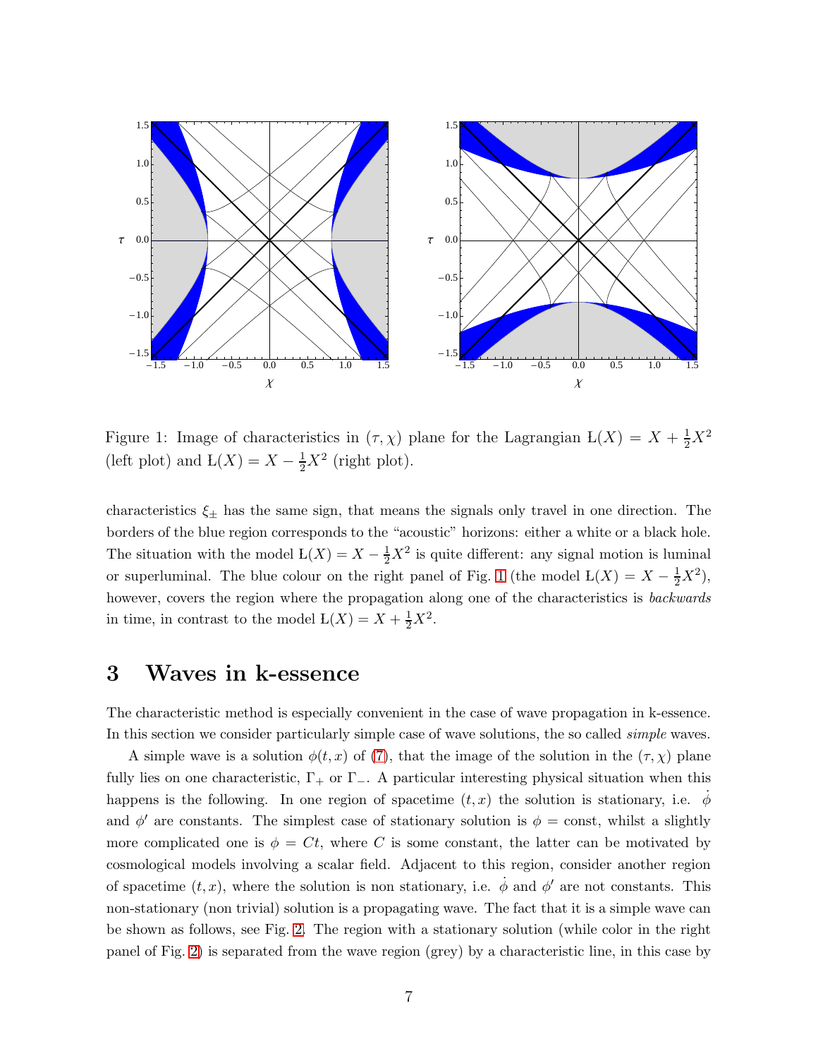Figure 1: Image of characteristics in $(\tau, \chi)$ plane for the Lagrangian $\text{Ł}(X) = X + \frac{1}{2}X^2$ (left plot) and $\text{Ł}(X) = X - \frac{1}{2}X^2$ (right plot).

characteristics $\xi_\pm$ has the same sign, that means the signals only travel in one direction. The borders of the blue region corresponds to the "acoustic" horizons: either a white or a black hole. The situation with the model $\text{Ł}(X) = X - \frac{1}{2}X^2$ is quite different: any signal motion is luminal or superluminal. The blue colour on the right panel of Fig. 1 (the model $\text{Ł}(X) = X - \frac{1}{2}X^2$), however, covers the region where the propagation along one of the characteristics is *backwards* in time, in contrast to the model $\text{Ł}(X) = X + \frac{1}{2}X^2$.

## 3 Waves in k-essence

The characteristic method is especially convenient in the case of wave propagation in k-essence. In this section we consider particularly simple case of wave solutions, the so called *simple* waves.

A simple wave is a solution $\phi(t, x)$ of (7), that the image of the solution in the $(\tau, \chi)$ plane fully lies on one characteristic, $\Gamma_+$ or $\Gamma_-$. A particular interesting physical situation when this happens is the following. In one region of spacetime $(t, x)$ the solution is stationary, i.e. $\dot{\phi}$ and $\phi'$ are constants. The simplest case of stationary solution is $\phi = \text{const}$, whilst a slightly more complicated one is $\phi = Ct$, where $C$ is some constant, the latter can be motivated by cosmological models involving a scalar field. Adjacent to this region, consider another region of spacetime $(t, x)$, where the solution is non stationary, i.e. $\dot{\phi}$ and $\phi'$ are not constants. This non-stationary (non trivial) solution is a propagating wave. The fact that it is a simple wave can be shown as follows, see Fig. 2. The region with a stationary solution (while color in the right panel of Fig. 2) is separated from the wave region (grey) by a characteristic line, in this case by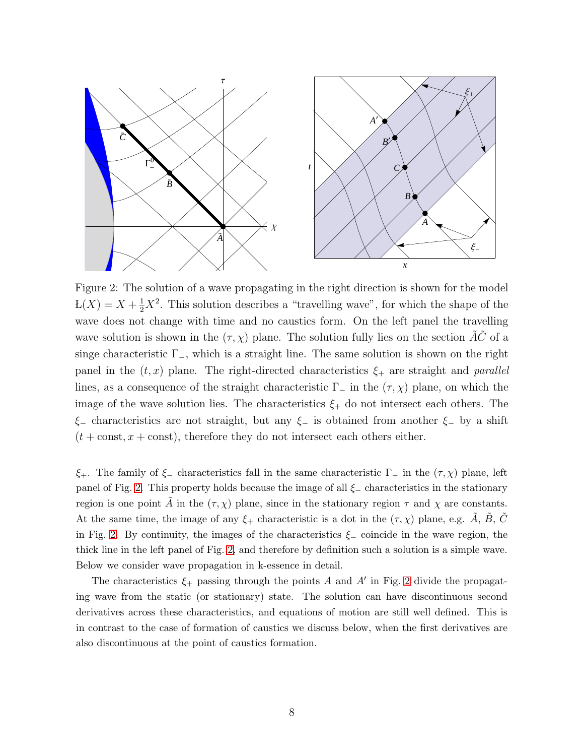Figure 2: The solution of a wave propagating in the right direction is shown for the model $\mathrm{L}(X) = X + \frac{1}{2}X^2$. This solution describes a "travelling wave", for which the shape of the wave does not change with time and no caustics form. On the left panel the travelling wave solution is shown in the $(\tau, \chi)$ plane. The solution fully lies on the section $\tilde{A}\tilde{C}$ of a singe characteristic $\Gamma_-$, which is a straight line. The same solution is shown on the right panel in the $(t, x)$ plane. The right-directed characteristics $\xi_+$ are straight and *parallel* lines, as a consequence of the straight characteristic $\Gamma_-$ in the $(\tau, \chi)$ plane, on which the image of the wave solution lies. The characteristics $\xi_+$ do not intersect each others. The $\xi_-$ characteristics are not straight, but any $\xi_-$ is obtained from another $\xi_-$ by a shift $(t + \text{const}, x + \text{const})$, therefore they do not intersect each others either.

$\xi_+$. The family of $\xi_-$ characteristics fall in the same characteristic $\Gamma_-$ in the $(\tau, \chi)$ plane, left panel of Fig. 2. This property holds because the image of all $\xi_-$ characteristics in the stationary region is one point $\tilde{A}$ in the $(\tau, \chi)$ plane, since in the stationary region $\tau$ and $\chi$ are constants. At the same time, the image of any $\xi_+$ characteristic is a dot in the $(\tau, \chi)$ plane, e.g. $\tilde{A}$, $\tilde{B}$, $\tilde{C}$ in Fig. 2. By continuity, the images of the characteristics $\xi_-$ coincide in the wave region, the thick line in the left panel of Fig. 2, and therefore by definition such a solution is a simple wave. Below we consider wave propagation in k-essence in detail.

The characteristics $\xi_+$ passing through the points $A$ and $A'$ in Fig. 2 divide the propagating wave from the static (or stationary) state. The solution can have discontinuous second derivatives across these characteristics, and equations of motion are still well defined. This is in contrast to the case of formation of caustics we discuss below, when the first derivatives are also discontinuous at the point of caustics formation.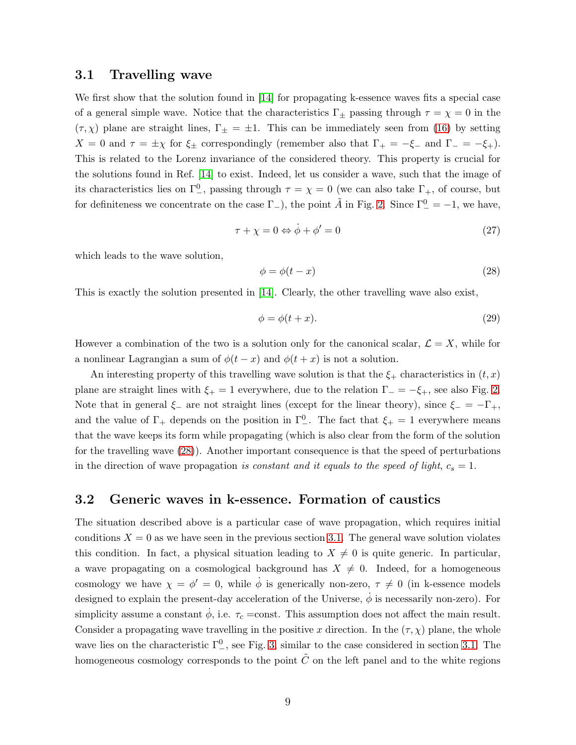### 3.1 Travelling wave

We first show that the solution found in [14] for propagating k-essence waves fits a special case of a general simple wave. Notice that the characteristics $\Gamma_\pm$ passing through $\tau = \chi = 0$ in the $(\tau, \chi)$ plane are straight lines, $\Gamma_\pm = \pm 1$. This can be immediately seen from (16) by setting $X = 0$ and $\tau = \pm\chi$ for $\xi_\pm$ correspondingly (remember also that $\Gamma_+ = -\xi_-$ and $\Gamma_- = -\xi_+$). This is related to the Lorenz invariance of the considered theory. This property is crucial for the solutions found in Ref. [14] to exist. Indeed, let us consider a wave, such that the image of its characteristics lies on $\Gamma_-^0$, passing through $\tau = \chi = 0$ (we can also take $\Gamma_+$, of course, but for definiteness we concentrate on the case $\Gamma_-$), the point $\tilde{A}$ in Fig. 2. Since $\Gamma_-^0 = -1$, we have,

$$\tau + \chi = 0 \Leftrightarrow \dot{\phi} + \phi' = 0 \tag{27}$$

which leads to the wave solution,

$$\phi = \phi(t - x) \tag{28}$$

This is exactly the solution presented in [14]. Clearly, the other travelling wave also exist,

$$\phi = \phi(t + x). \tag{29}$$

However a combination of the two is a solution only for the canonical scalar, $\mathcal{L} = X$, while for a nonlinear Lagrangian a sum of $\phi(t - x)$ and $\phi(t + x)$ is not a solution.

An interesting property of this travelling wave solution is that the $\xi_+$ characteristics in $(t, x)$ plane are straight lines with $\xi_+ = 1$ everywhere, due to the relation $\Gamma_- = -\xi_+$, see also Fig. 2. Note that in general $\xi_-$ are not straight lines (except for the linear theory), since $\xi_- = -\Gamma_+$, and the value of $\Gamma_+$ depends on the position in $\Gamma_-^0$. The fact that $\xi_+ = 1$ everywhere means that the wave keeps its form while propagating (which is also clear from the form of the solution for the travelling wave (28)). Another important consequence is that the speed of perturbations in the direction of wave propagation *is constant and it equals to the speed of light*, $c_s = 1$.

### 3.2 Generic waves in k-essence. Formation of caustics

The situation described above is a particular case of wave propagation, which requires initial conditions $X = 0$ as we have seen in the previous section 3.1. The general wave solution violates this condition. In fact, a physical situation leading to $X \neq 0$ is quite generic. In particular, a wave propagating on a cosmological background has $X \neq 0$. Indeed, for a homogeneous cosmology we have $\chi = \phi' = 0$, while $\dot{\phi}$ is generically non-zero, $\tau \neq 0$ (in k-essence models designed to explain the present-day acceleration of the Universe, $\dot{\phi}$ is necessarily non-zero). For simplicity assume a constant $\dot{\phi}$, i.e. $\tau_c$ =const. This assumption does not affect the main result. Consider a propagating wave travelling in the positive $x$ direction. In the $(\tau, \chi)$ plane, the whole wave lies on the characteristic $\Gamma_-^0$, see Fig. 3, similar to the case considered in section 3.1. The homogeneous cosmology corresponds to the point $\tilde{C}$ on the left panel and to the white regions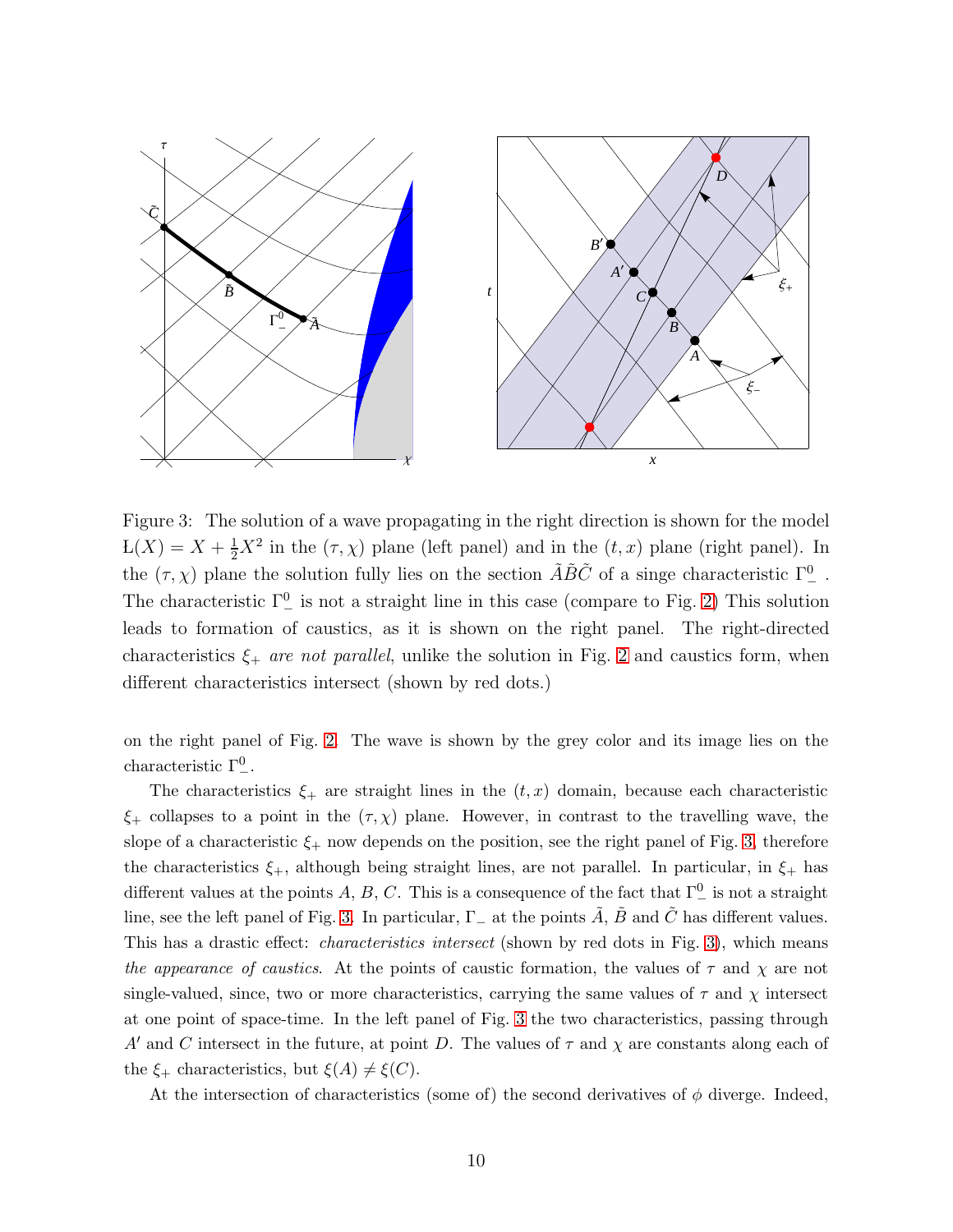Figure 3: The solution of a wave propagating in the right direction is shown for the model $\L(X) = X + \frac{1}{2}X^2$ in the $(\tau, \chi)$ plane (left panel) and in the $(t, x)$ plane (right panel). In the $(\tau, \chi)$ plane the solution fully lies on the section $\tilde{A}\tilde{B}\tilde{C}$ of a singe characteristic $\Gamma_-^0$ . The characteristic $\Gamma_-^0$ is not a straight line in this case (compare to Fig. 2) This solution leads to formation of caustics, as it is shown on the right panel. The right-directed characteristics $\xi_+$ *are not parallel*, unlike the solution in Fig. 2 and caustics form, when different characteristics intersect (shown by red dots.)

on the right panel of Fig. 2. The wave is shown by the grey color and its image lies on the characteristic $\Gamma_-^0$.

The characteristics $\xi_+$ are straight lines in the $(t, x)$ domain, because each characteristic $\xi_+$ collapses to a point in the $(\tau, \chi)$ plane. However, in contrast to the travelling wave, the slope of a characteristic $\xi_+$ now depends on the position, see the right panel of Fig. 3, therefore the characteristics $\xi_+$, although being straight lines, are not parallel. In particular, in $\xi_+$ has different values at the points $A$, $B$, $C$. This is a consequence of the fact that $\Gamma_-^0$ is not a straight line, see the left panel of Fig. 3. In particular, $\Gamma_-$ at the points $\tilde{A}$, $\tilde{B}$ and $\tilde{C}$ has different values. This has a drastic effect: *characteristics intersect* (shown by red dots in Fig. 3), which means *the appearance of caustics*. At the points of caustic formation, the values of $\tau$ and $\chi$ are not single-valued, since, two or more characteristics, carrying the same values of $\tau$ and $\chi$ intersect at one point of space-time. In the left panel of Fig. 3 the two characteristics, passing through $A'$ and $C$ intersect in the future, at point $D$. The values of $\tau$ and $\chi$ are constants along each of the $\xi_+$ characteristics, but $\xi(A) \neq \xi(C)$.

At the intersection of characteristics (some of) the second derivatives of $\phi$ diverge. Indeed,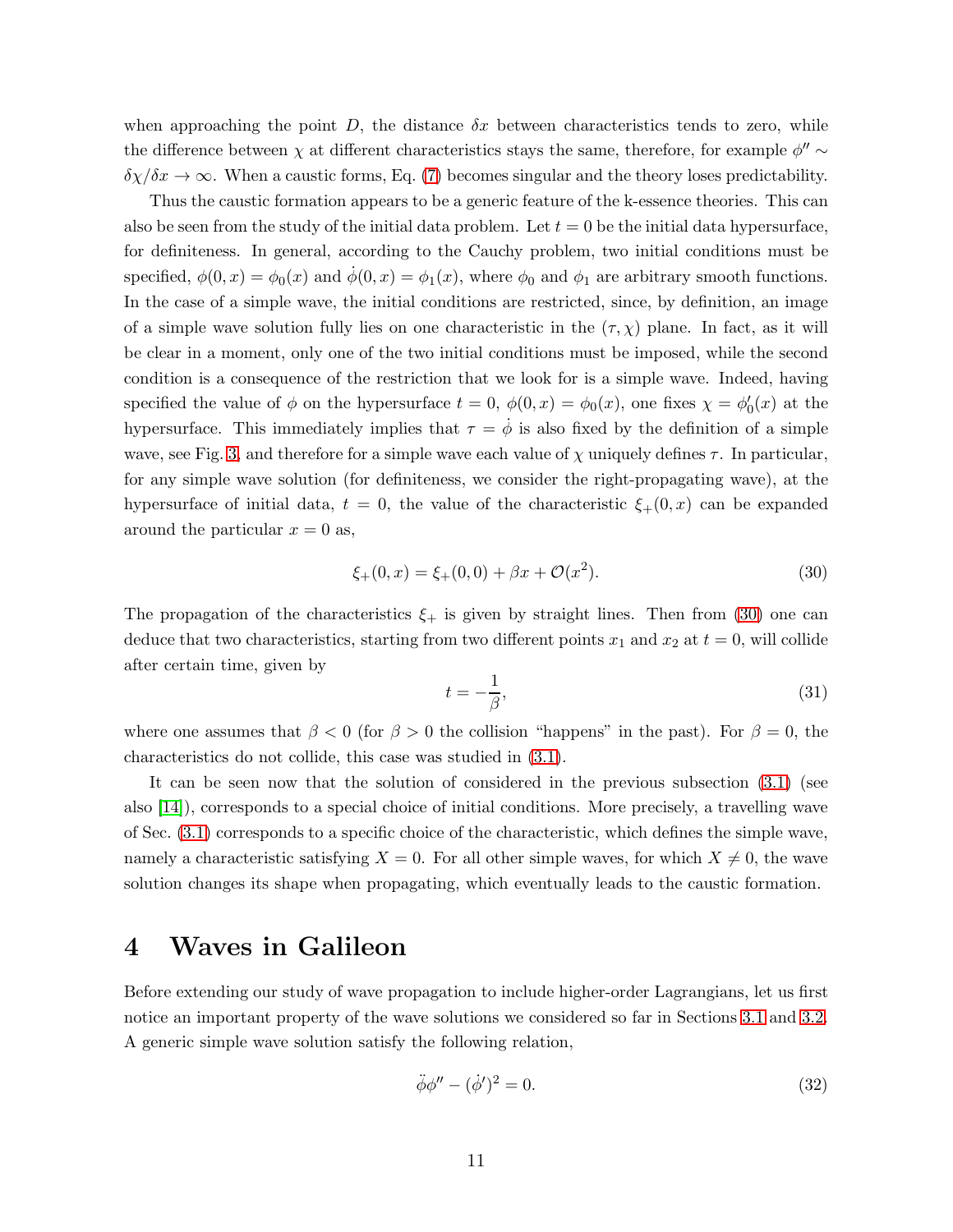when approaching the point $D$, the distance $\delta x$ between characteristics tends to zero, while the difference between $\chi$ at different characteristics stays the same, therefore, for example $\phi'' \sim \delta\chi/\delta x \to \infty$. When a caustic forms, Eq. (7) becomes singular and the theory loses predictability.

Thus the caustic formation appears to be a generic feature of the k-essence theories. This can also be seen from the study of the initial data problem. Let $t = 0$ be the initial data hypersurface, for definiteness. In general, according to the Cauchy problem, two initial conditions must be specified, $\phi(0, x) = \phi_0(x)$ and $\dot{\phi}(0, x) = \phi_1(x)$, where $\phi_0$ and $\phi_1$ are arbitrary smooth functions. In the case of a simple wave, the initial conditions are restricted, since, by definition, an image of a simple wave solution fully lies on one characteristic in the $(\tau, \chi)$ plane. In fact, as it will be clear in a moment, only one of the two initial conditions must be imposed, while the second condition is a consequence of the restriction that we look for is a simple wave. Indeed, having specified the value of $\phi$ on the hypersurface $t = 0$, $\phi(0, x) = \phi_0(x)$, one fixes $\chi = \phi_0'(x)$ at the hypersurface. This immediately implies that $\tau = \dot{\phi}$ is also fixed by the definition of a simple wave, see Fig. 3, and therefore for a simple wave each value of $\chi$ uniquely defines $\tau$. In particular, for any simple wave solution (for definiteness, we consider the right-propagating wave), at the hypersurface of initial data, $t = 0$, the value of the characteristic $\xi_+(0, x)$ can be expanded around the particular $x = 0$ as,

$$\xi_+(0, x) = \xi_+(0, 0) + \beta x + \mathcal{O}(x^2). \tag{30}$$

The propagation of the characteristics $\xi_+$ is given by straight lines. Then from (30) one can deduce that two characteristics, starting from two different points $x_1$ and $x_2$ at $t = 0$, will collide after certain time, given by

$$t = -\frac{1}{\beta}, \tag{31}$$

where one assumes that $\beta < 0$ (for $\beta > 0$ the collision "happens" in the past). For $\beta = 0$, the characteristics do not collide, this case was studied in (3.1).

It can be seen now that the solution of considered in the previous subsection (3.1) (see also [14]), corresponds to a special choice of initial conditions. More precisely, a travelling wave of Sec. (3.1) corresponds to a specific choice of the characteristic, which defines the simple wave, namely a characteristic satisfying $X = 0$. For all other simple waves, for which $X \neq 0$, the wave solution changes its shape when propagating, which eventually leads to the caustic formation.

# 4 Waves in Galileon

Before extending our study of wave propagation to include higher-order Lagrangians, let us first notice an important property of the wave solutions we considered so far in Sections 3.1 and 3.2. A generic simple wave solution satisfy the following relation,

$$\ddot{\phi}\phi'' - (\dot{\phi}')^2 = 0. \tag{32}$$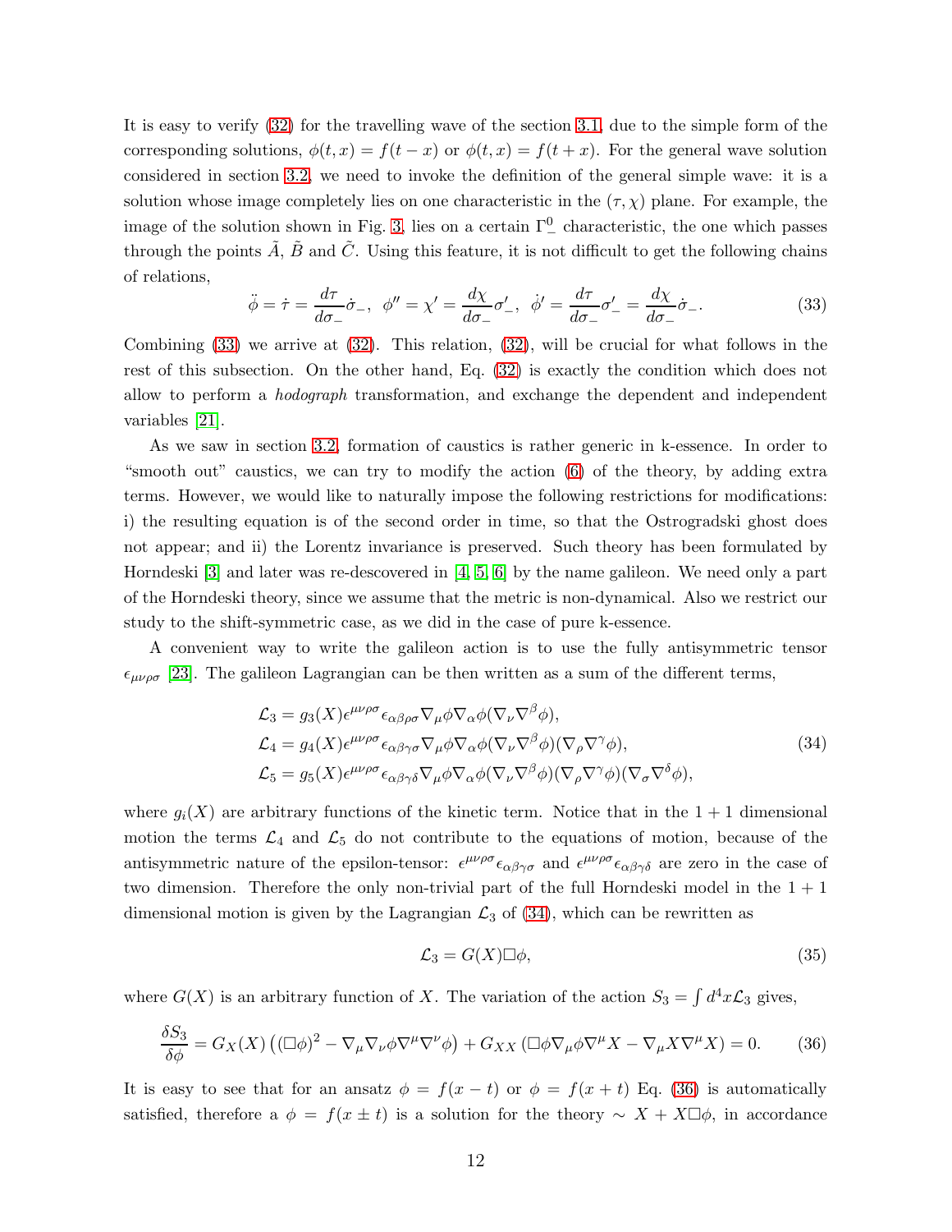It is easy to verify (32) for the travelling wave of the section 3.1, due to the simple form of the corresponding solutions, $\phi(t,x) = f(t-x)$ or $\phi(t,x) = f(t+x)$. For the general wave solution considered in section 3.2, we need to invoke the definition of the general simple wave: it is a solution whose image completely lies on one characteristic in the $(\tau, \chi)$ plane. For example, the image of the solution shown in Fig. 3, lies on a certain $\Gamma_-^0$ characteristic, the one which passes through the points $\tilde{A}$, $\tilde{B}$ and $\tilde{C}$. Using this feature, it is not difficult to get the following chains of relations,

$$\ddot{\phi} = \dot{\tau} = \frac{d\tau}{d\sigma_-}\dot{\sigma}_-, \;\; \phi'' = \chi' = \frac{d\chi}{d\sigma_-}\sigma_-', \;\; \dot{\phi}' = \frac{d\tau}{d\sigma_-}\sigma_-' = \frac{d\chi}{d\sigma_-}\dot{\sigma}_-. \tag{33}$$

Combining (33) we arrive at (32). This relation, (32), will be crucial for what follows in the rest of this subsection. On the other hand, Eq. (32) is exactly the condition which does not allow to perform a *hodograph* transformation, and exchange the dependent and independent variables [21].

As we saw in section 3.2, formation of caustics is rather generic in k-essence. In order to "smooth out" caustics, we can try to modify the action (6) of the theory, by adding extra terms. However, we would like to naturally impose the following restrictions for modifications: i) the resulting equation is of the second order in time, so that the Ostrogradski ghost does not appear; and ii) the Lorentz invariance is preserved. Such theory has been formulated by Horndeski [3] and later was re-descovered in [4, 5, 6] by the name galileon. We need only a part of the Horndeski theory, since we assume that the metric is non-dynamical. Also we restrict our study to the shift-symmetric case, as we did in the case of pure k-essence.

A convenient way to write the galileon action is to use the fully antisymmetric tensor $\epsilon_{\mu\nu\rho\sigma}$ [23]. The galileon Lagrangian can be then written as a sum of the different terms,

$$\begin{aligned}
\mathcal{L}_3 &= g_3(X)\epsilon^{\mu\nu\rho\sigma}\epsilon_{\alpha\beta\rho\sigma}\nabla_\mu\phi\nabla_\alpha\phi(\nabla_\nu\nabla^\beta\phi), \\
\mathcal{L}_4 &= g_4(X)\epsilon^{\mu\nu\rho\sigma}\epsilon_{\alpha\beta\gamma\sigma}\nabla_\mu\phi\nabla_\alpha\phi(\nabla_\nu\nabla^\beta\phi)(\nabla_\rho\nabla^\gamma\phi), \\
\mathcal{L}_5 &= g_5(X)\epsilon^{\mu\nu\rho\sigma}\epsilon_{\alpha\beta\gamma\delta}\nabla_\mu\phi\nabla_\alpha\phi(\nabla_\nu\nabla^\beta\phi)(\nabla_\rho\nabla^\gamma\phi)(\nabla_\sigma\nabla^\delta\phi),
\end{aligned} \tag{34}$$

where $g_i(X)$ are arbitrary functions of the kinetic term. Notice that in the $1+1$ dimensional motion the terms $\mathcal{L}_4$ and $\mathcal{L}_5$ do not contribute to the equations of motion, because of the antisymmetric nature of the epsilon-tensor: $\epsilon^{\mu\nu\rho\sigma}\epsilon_{\alpha\beta\gamma\sigma}$ and $\epsilon^{\mu\nu\rho\sigma}\epsilon_{\alpha\beta\gamma\delta}$ are zero in the case of two dimension. Therefore the only non-trivial part of the full Horndeski model in the $1+1$ dimensional motion is given by the Lagrangian $\mathcal{L}_3$ of (34), which can be rewritten as

$$\mathcal{L}_3 = G(X)\Box\phi, \tag{35}$$

where $G(X)$ is an arbitrary function of $X$. The variation of the action $S_3 = \int d^4x\mathcal{L}_3$ gives,

$$\frac{\delta S_3}{\delta\phi} = G_X(X)\left((\Box\phi)^2 - \nabla_\mu\nabla_\nu\phi\nabla^\mu\nabla^\nu\phi\right) + G_{XX}\left(\Box\phi\nabla_\mu\phi\nabla^\mu X - \nabla_\mu X\nabla^\mu X\right) = 0. \tag{36}$$

It is easy to see that for an ansatz $\phi = f(x-t)$ or $\phi = f(x+t)$ Eq. (36) is automatically satisfied, therefore a $\phi = f(x \pm t)$ is a solution for the theory $\sim X + X\Box\phi$, in accordance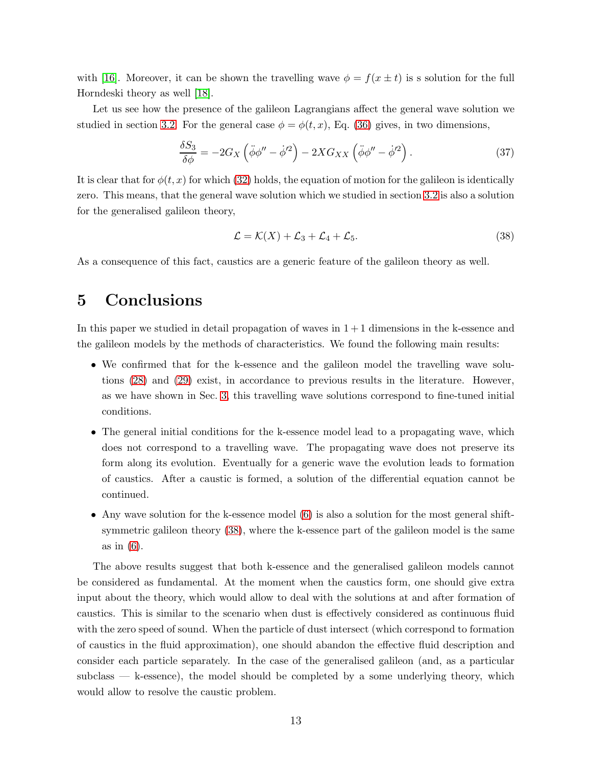with [16]. Moreover, it can be shown the travelling wave $\phi = f(x \pm t)$ is s solution for the full Horndeski theory as well [18].

Let us see how the presence of the galileon Lagrangians affect the general wave solution we studied in section 3.2. For the general case $\phi = \phi(t, x)$, Eq. (36) gives, in two dimensions,

$$\frac{\delta S_3}{\delta \phi} = -2G_X \left( \ddot{\phi}\phi'' - \dot{\phi}'^2 \right) - 2XG_{XX} \left( \ddot{\phi}\phi'' - \dot{\phi}'^2 \right). \tag{37}$$

It is clear that for $\phi(t, x)$ for which (32) holds, the equation of motion for the galileon is identically zero. This means, that the general wave solution which we studied in section 3.2 is also a solution for the generalised galileon theory,

$$\mathcal{L} = \mathcal{K}(X) + \mathcal{L}_3 + \mathcal{L}_4 + \mathcal{L}_5. \tag{38}$$

As a consequence of this fact, caustics are a generic feature of the galileon theory as well.

# 5 Conclusions

In this paper we studied in detail propagation of waves in $1 + 1$ dimensions in the k-essence and the galileon models by the methods of characteristics. We found the following main results:

- We confirmed that for the k-essence and the galileon model the travelling wave solutions (28) and (29) exist, in accordance to previous results in the literature. However, as we have shown in Sec. 3, this travelling wave solutions correspond to fine-tuned initial conditions.
- The general initial conditions for the k-essence model lead to a propagating wave, which does not correspond to a travelling wave. The propagating wave does not preserve its form along its evolution. Eventually for a generic wave the evolution leads to formation of caustics. After a caustic is formed, a solution of the differential equation cannot be continued.
- Any wave solution for the k-essence model (6) is also a solution for the most general shift-symmetric galileon theory (38), where the k-essence part of the galileon model is the same as in (6).

The above results suggest that both k-essence and the generalised galileon models cannot be considered as fundamental. At the moment when the caustics form, one should give extra input about the theory, which would allow to deal with the solutions at and after formation of caustics. This is similar to the scenario when dust is effectively considered as continuous fluid with the zero speed of sound. When the particle of dust intersect (which correspond to formation of caustics in the fluid approximation), one should abandon the effective fluid description and consider each particle separately. In the case of the generalised galileon (and, as a particular subclass — k-essence), the model should be completed by a some underlying theory, which would allow to resolve the caustic problem.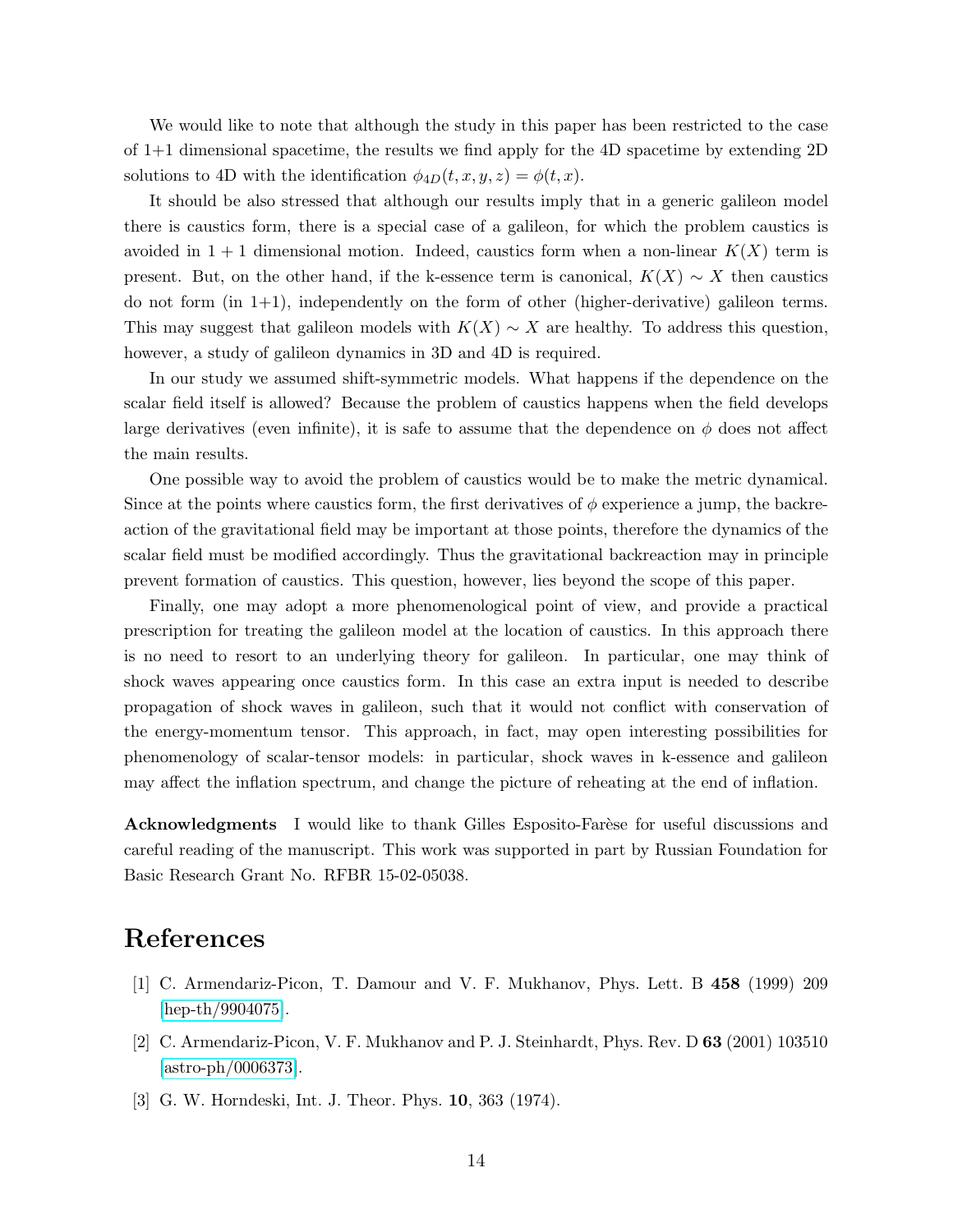We would like to note that although the study in this paper has been restricted to the case of 1+1 dimensional spacetime, the results we find apply for the 4D spacetime by extending 2D solutions to 4D with the identification $\phi_{4D}(t, x, y, z) = \phi(t, x)$.

It should be also stressed that although our results imply that in a generic galileon model there is caustics form, there is a special case of a galileon, for which the problem caustics is avoided in $1 + 1$ dimensional motion. Indeed, caustics form when a non-linear $K(X)$ term is present. But, on the other hand, if the k-essence term is canonical, $K(X) \sim X$ then caustics do not form (in 1+1), independently on the form of other (higher-derivative) galileon terms. This may suggest that galileon models with $K(X) \sim X$ are healthy. To address this question, however, a study of galileon dynamics in 3D and 4D is required.

In our study we assumed shift-symmetric models. What happens if the dependence on the scalar field itself is allowed? Because the problem of caustics happens when the field develops large derivatives (even infinite), it is safe to assume that the dependence on $\phi$ does not affect the main results.

One possible way to avoid the problem of caustics would be to make the metric dynamical. Since at the points where caustics form, the first derivatives of $\phi$ experience a jump, the backreaction of the gravitational field may be important at those points, therefore the dynamics of the scalar field must be modified accordingly. Thus the gravitational backreaction may in principle prevent formation of caustics. This question, however, lies beyond the scope of this paper.

Finally, one may adopt a more phenomenological point of view, and provide a practical prescription for treating the galileon model at the location of caustics. In this approach there is no need to resort to an underlying theory for galileon. In particular, one may think of shock waves appearing once caustics form. In this case an extra input is needed to describe propagation of shock waves in galileon, such that it would not conflict with conservation of the energy-momentum tensor. This approach, in fact, may open interesting possibilities for phenomenology of scalar-tensor models: in particular, shock waves in k-essence and galileon may affect the inflation spectrum, and change the picture of reheating at the end of inflation.

**Acknowledgments** I would like to thank Gilles Esposito-Farèse for useful discussions and careful reading of the manuscript. This work was supported in part by Russian Foundation for Basic Research Grant No. RFBR 15-02-05038.

# References

[1] C. Armendariz-Picon, T. Damour and V. F. Mukhanov, Phys. Lett. B **458** (1999) 209 [hep-th/9904075].

[2] C. Armendariz-Picon, V. F. Mukhanov and P. J. Steinhardt, Phys. Rev. D **63** (2001) 103510 [astro-ph/0006373].

[3] G. W. Horndeski, Int. J. Theor. Phys. **10**, 363 (1974).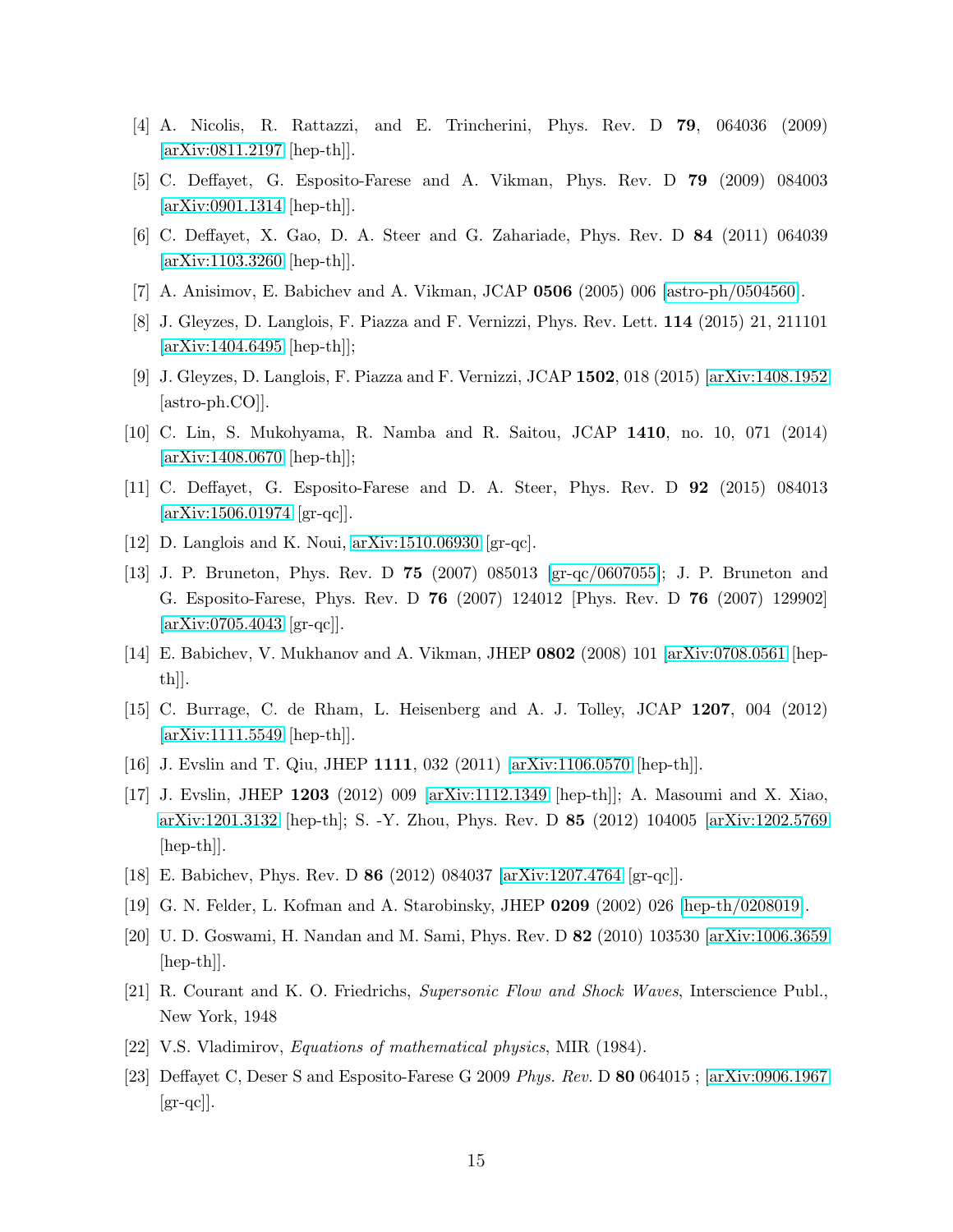[4] A. Nicolis, R. Rattazzi, and E. Trincherini, Phys. Rev. D **79**, 064036 (2009) [arXiv:0811.2197 [hep-th]].

[5] C. Deffayet, G. Esposito-Farese and A. Vikman, Phys. Rev. D **79** (2009) 084003 [arXiv:0901.1314 [hep-th]].

[6] C. Deffayet, X. Gao, D. A. Steer and G. Zahariade, Phys. Rev. D **84** (2011) 064039 [arXiv:1103.3260 [hep-th]].

[7] A. Anisimov, E. Babichev and A. Vikman, JCAP **0506** (2005) 006 [astro-ph/0504560].

[8] J. Gleyzes, D. Langlois, F. Piazza and F. Vernizzi, Phys. Rev. Lett. **114** (2015) 21, 211101 [arXiv:1404.6495 [hep-th]];

[9] J. Gleyzes, D. Langlois, F. Piazza and F. Vernizzi, JCAP **1502**, 018 (2015) [arXiv:1408.1952 [astro-ph.CO]].

[10] C. Lin, S. Mukohyama, R. Namba and R. Saitou, JCAP **1410**, no. 10, 071 (2014) [arXiv:1408.0670 [hep-th]];

[11] C. Deffayet, G. Esposito-Farese and D. A. Steer, Phys. Rev. D **92** (2015) 084013 [arXiv:1506.01974 [gr-qc]].

[12] D. Langlois and K. Noui, arXiv:1510.06930 [gr-qc].

[13] J. P. Bruneton, Phys. Rev. D **75** (2007) 085013 [gr-qc/0607055]; J. P. Bruneton and G. Esposito-Farese, Phys. Rev. D **76** (2007) 124012 [Phys. Rev. D **76** (2007) 129902] [arXiv:0705.4043 [gr-qc]].

[14] E. Babichev, V. Mukhanov and A. Vikman, JHEP **0802** (2008) 101 [arXiv:0708.0561 [hep-th]].

[15] C. Burrage, C. de Rham, L. Heisenberg and A. J. Tolley, JCAP **1207**, 004 (2012) [arXiv:1111.5549 [hep-th]].

[16] J. Evslin and T. Qiu, JHEP **1111**, 032 (2011) [arXiv:1106.0570 [hep-th]].

[17] J. Evslin, JHEP **1203** (2012) 009 [arXiv:1112.1349 [hep-th]]; A. Masoumi and X. Xiao, arXiv:1201.3132 [hep-th]; S. -Y. Zhou, Phys. Rev. D **85** (2012) 104005 [arXiv:1202.5769 [hep-th]].

[18] E. Babichev, Phys. Rev. D **86** (2012) 084037 [arXiv:1207.4764 [gr-qc]].

[19] G. N. Felder, L. Kofman and A. Starobinsky, JHEP **0209** (2002) 026 [hep-th/0208019].

[20] U. D. Goswami, H. Nandan and M. Sami, Phys. Rev. D **82** (2010) 103530 [arXiv:1006.3659 [hep-th]].

[21] R. Courant and K. O. Friedrichs, *Supersonic Flow and Shock Waves*, Interscience Publ., New York, 1948

[22] V.S. Vladimirov, *Equations of mathematical physics*, MIR (1984).

[23] Deffayet C, Deser S and Esposito-Farese G 2009 *Phys. Rev.* D **80** 064015 ; [arXiv:0906.1967 [gr-qc]].